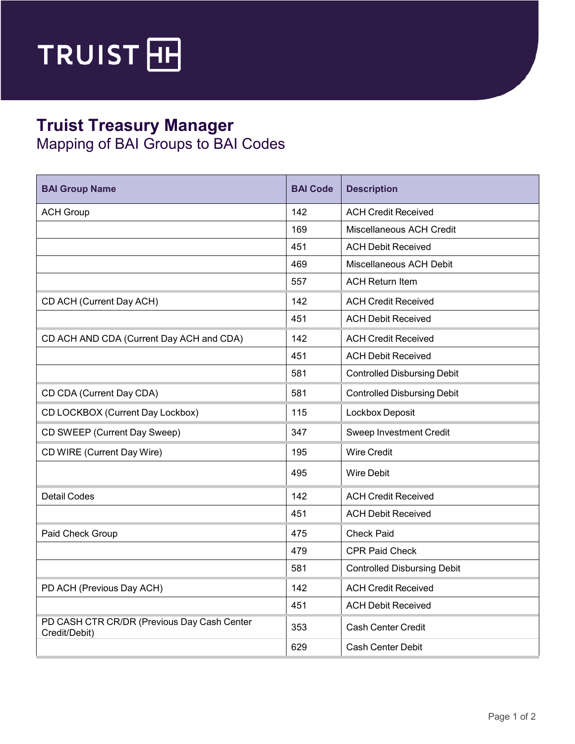# Truist Treasury Manager

## Mapping of BAI Groups to BAI Codes

| BAI Group Name | BAI Code | Description |
|---|---|---|
| ACH Group | 142 | ACH Credit Received |
| | 169 | Miscellaneous ACH Credit |
| | 451 | ACH Debit Received |
| | 469 | Miscellaneous ACH Debit |
| | 557 | ACH Return Item |
| CD ACH (Current Day ACH) | 142 | ACH Credit Received |
| | 451 | ACH Debit Received |
| CD ACH AND CDA (Current Day ACH and CDA) | 142 | ACH Credit Received |
| | 451 | ACH Debit Received |
| | 581 | Controlled Disbursing Debit |
| CD CDA (Current Day CDA) | 581 | Controlled Disbursing Debit |
| CD LOCKBOX (Current Day Lockbox) | 115 | Lockbox Deposit |
| CD SWEEP (Current Day Sweep) | 347 | Sweep Investment Credit |
| CD WIRE (Current Day Wire) | 195 | Wire Credit |
| | 495 | Wire Debit |
| Detail Codes | 142 | ACH Credit Received |
| | 451 | ACH Debit Received |
| Paid Check Group | 475 | Check Paid |
| | 479 | CPR Paid Check |
| | 581 | Controlled Disbursing Debit |
| PD ACH (Previous Day ACH) | 142 | ACH Credit Received |
| | 451 | ACH Debit Received |
| PD CASH CTR CR/DR (Previous Day Cash Center Credit/Debit) | 353 | Cash Center Credit |
| | 629 | Cash Center Debit |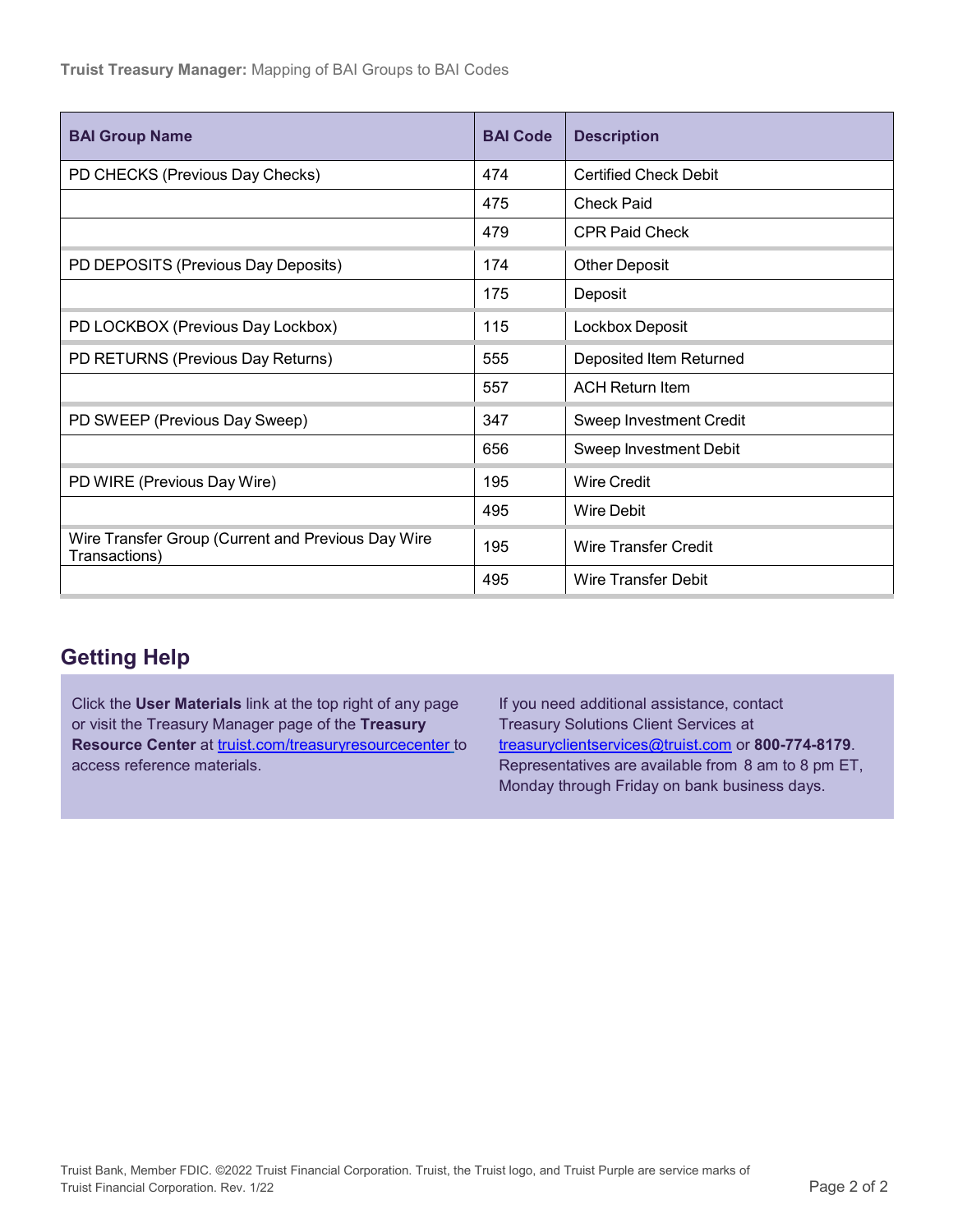| BAI Group Name | BAI Code | Description |
|---|---|---|
| PD CHECKS (Previous Day Checks) | 474 | Certified Check Debit |
| | 475 | Check Paid |
| | 479 | CPR Paid Check |
| PD DEPOSITS (Previous Day Deposits) | 174 | Other Deposit |
| | 175 | Deposit |
| PD LOCKBOX (Previous Day Lockbox) | 115 | Lockbox Deposit |
| PD RETURNS (Previous Day Returns) | 555 | Deposited Item Returned |
| | 557 | ACH Return Item |
| PD SWEEP (Previous Day Sweep) | 347 | Sweep Investment Credit |
| | 656 | Sweep Investment Debit |
| PD WIRE (Previous Day Wire) | 195 | Wire Credit |
| | 495 | Wire Debit |
| Wire Transfer Group (Current and Previous Day Wire Transactions) | 195 | Wire Transfer Credit |
| | 495 | Wire Transfer Debit |

## Getting Help

Click the **User Materials** link at the top right of any page or visit the Treasury Manager page of the **Treasury Resource Center** at truist.com/treasuryresourcecenter to access reference materials.

If you need additional assistance, contact Treasury Solutions Client Services at treasuryclientservices@truist.com or **800-774-8179**. Representatives are available from 8 am to 8 pm ET, Monday through Friday on bank business days.

Truist Bank, Member FDIC. ©2022 Truist Financial Corporation. Truist, the Truist logo, and Truist Purple are service marks of Truist Financial Corporation. Rev. 1/22